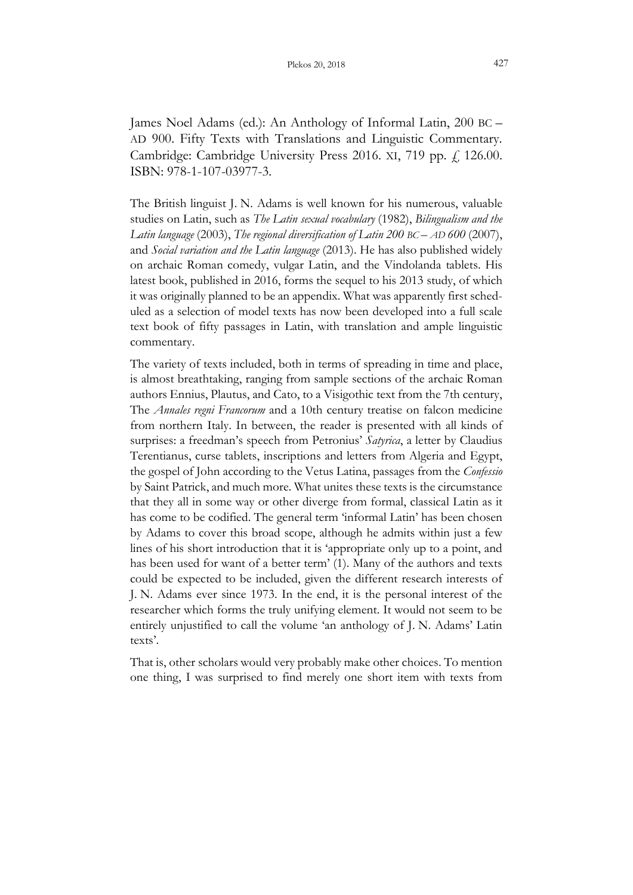James Noel Adams (ed.): An Anthology of Informal Latin, 200 BC – AD 900. Fifty Texts with Translations and Linguistic Commentary. Cambridge: Cambridge University Press 2016. XI, 719 pp. £ 126.00. ISBN: 978-1-107-03977-3.

The British linguist J. N. Adams is well known for his numerous, valuable studies on Latin, such as *The Latin sexual vocabulary* (1982), *Bilingualism and the Latin language* (2003), *The regional diversification of Latin 200 BC – AD 600* (2007), and *Social variation and the Latin language* (2013). He has also published widely on archaic Roman comedy, vulgar Latin, and the Vindolanda tablets. His latest book, published in 2016, forms the sequel to his 2013 study, of which it was originally planned to be an appendix. What was apparently first scheduled as a selection of model texts has now been developed into a full scale text book of fifty passages in Latin, with translation and ample linguistic commentary.

The variety of texts included, both in terms of spreading in time and place, is almost breathtaking, ranging from sample sections of the archaic Roman authors Ennius, Plautus, and Cato, to a Visigothic text from the 7th century, The *Annales regni Francorum* and a 10th century treatise on falcon medicine from northern Italy. In between, the reader is presented with all kinds of surprises: a freedman's speech from Petronius' *Satyrica*, a letter by Claudius Terentianus, curse tablets, inscriptions and letters from Algeria and Egypt, the gospel of John according to the Vetus Latina, passages from the *Confessio* by Saint Patrick, and much more. What unites these texts is the circumstance that they all in some way or other diverge from formal, classical Latin as it has come to be codified. The general term 'informal Latin' has been chosen by Adams to cover this broad scope, although he admits within just a few lines of his short introduction that it is 'appropriate only up to a point, and has been used for want of a better term' (1). Many of the authors and texts could be expected to be included, given the different research interests of J. N. Adams ever since 1973. In the end, it is the personal interest of the researcher which forms the truly unifying element. It would not seem to be entirely unjustified to call the volume 'an anthology of J. N. Adams' Latin texts'.

That is, other scholars would very probably make other choices. To mention one thing, I was surprised to find merely one short item with texts from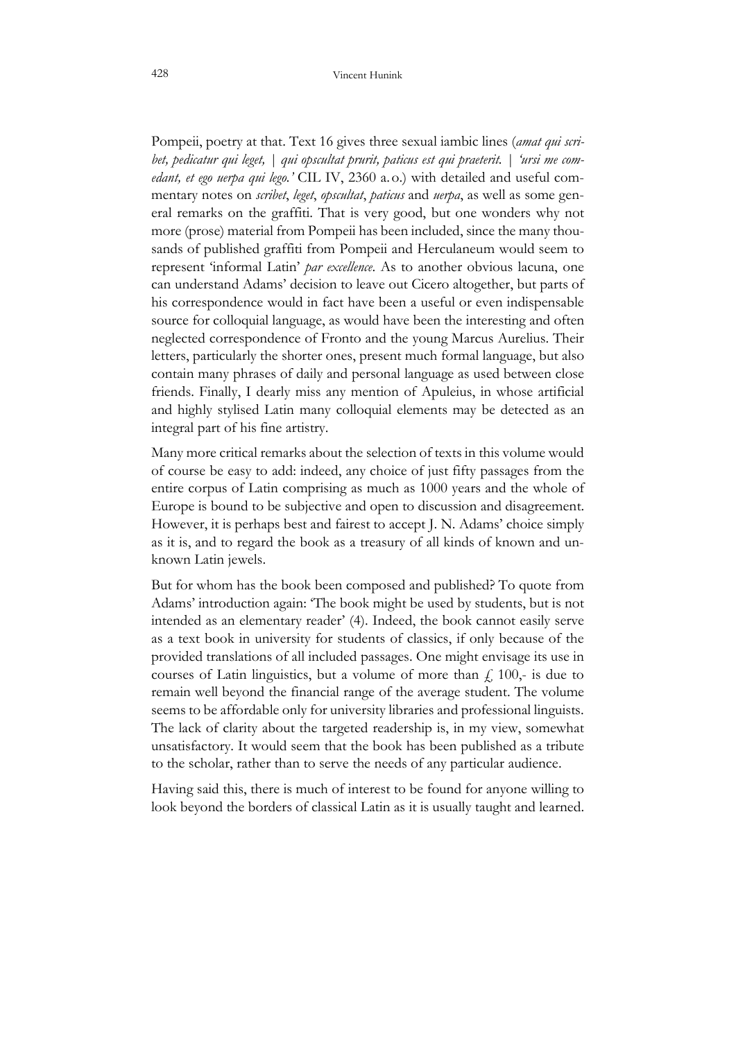Pompeii, poetry at that. Text 16 gives three sexual iambic lines (*amat qui scribet, pedicatur qui leget, | qui opscultat prurit, paticus est qui praeterit. | 'ursi me comedant, et ego uerpa qui lego.'* CIL IV, 2360 a.o.) with detailed and useful commentary notes on *scribet*, *leget*, *opscultat*, *paticus* and *uerpa*, as well as some general remarks on the graffiti. That is very good, but one wonders why not more (prose) material from Pompeii has been included, since the many thousands of published graffiti from Pompeii and Herculaneum would seem to represent 'informal Latin' *par excellence*. As to another obvious lacuna, one can understand Adams' decision to leave out Cicero altogether, but parts of his correspondence would in fact have been a useful or even indispensable source for colloquial language, as would have been the interesting and often neglected correspondence of Fronto and the young Marcus Aurelius. Their letters, particularly the shorter ones, present much formal language, but also contain many phrases of daily and personal language as used between close friends. Finally, I dearly miss any mention of Apuleius, in whose artificial and highly stylised Latin many colloquial elements may be detected as an integral part of his fine artistry.

Many more critical remarks about the selection of texts in this volume would of course be easy to add: indeed, any choice of just fifty passages from the entire corpus of Latin comprising as much as 1000 years and the whole of Europe is bound to be subjective and open to discussion and disagreement. However, it is perhaps best and fairest to accept J. N. Adams' choice simply as it is, and to regard the book as a treasury of all kinds of known and unknown Latin jewels.

But for whom has the book been composed and published? To quote from Adams' introduction again: 'The book might be used by students, but is not intended as an elementary reader' (4). Indeed, the book cannot easily serve as a text book in university for students of classics, if only because of the provided translations of all included passages. One might envisage its use in courses of Latin linguistics, but a volume of more than £ 100,- is due to remain well beyond the financial range of the average student. The volume seems to be affordable only for university libraries and professional linguists. The lack of clarity about the targeted readership is, in my view, somewhat unsatisfactory. It would seem that the book has been published as a tribute to the scholar, rather than to serve the needs of any particular audience.

Having said this, there is much of interest to be found for anyone willing to look beyond the borders of classical Latin as it is usually taught and learned.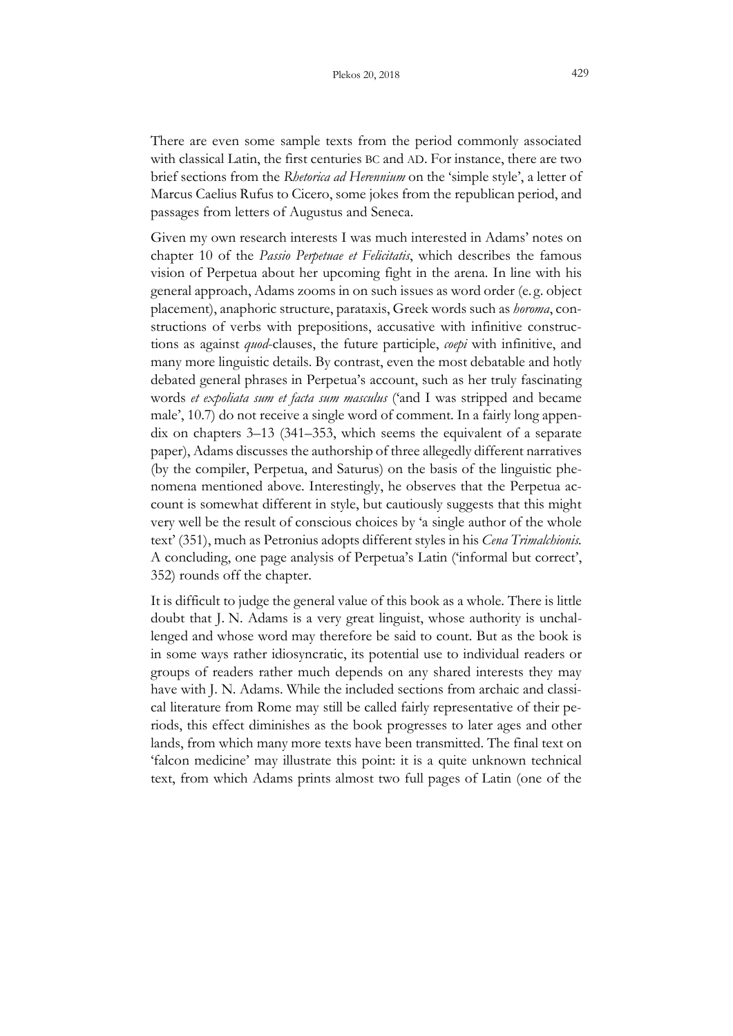There are even some sample texts from the period commonly associated with classical Latin, the first centuries BC and AD. For instance, there are two brief sections from the *Rhetorica ad Herennium* on the 'simple style', a letter of Marcus Caelius Rufus to Cicero, some jokes from the republican period, and passages from letters of Augustus and Seneca.

Given my own research interests I was much interested in Adams' notes on chapter 10 of the *Passio Perpetuae et Felicitatis*, which describes the famous vision of Perpetua about her upcoming fight in the arena. In line with his general approach, Adams zooms in on such issues as word order (e.g. object placement), anaphoric structure, parataxis, Greek words such as *horoma*, constructions of verbs with prepositions, accusative with infinitive constructions as against *quod*-clauses, the future participle, *coepi* with infinitive, and many more linguistic details. By contrast, even the most debatable and hotly debated general phrases in Perpetua's account, such as her truly fascinating words *et expoliata sum et facta sum masculus* ('and I was stripped and became male', 10.7) do not receive a single word of comment. In a fairly long appendix on chapters 3–13 (341–353, which seems the equivalent of a separate paper), Adams discusses the authorship of three allegedly different narratives (by the compiler, Perpetua, and Saturus) on the basis of the linguistic phenomena mentioned above. Interestingly, he observes that the Perpetua account is somewhat different in style, but cautiously suggests that this might very well be the result of conscious choices by 'a single author of the whole text' (351), much as Petronius adopts different styles in his *Cena Trimalchionis*. A concluding, one page analysis of Perpetua's Latin ('informal but correct', 352) rounds off the chapter.

It is difficult to judge the general value of this book as a whole. There is little doubt that J. N. Adams is a very great linguist, whose authority is unchallenged and whose word may therefore be said to count. But as the book is in some ways rather idiosyncratic, its potential use to individual readers or groups of readers rather much depends on any shared interests they may have with J. N. Adams. While the included sections from archaic and classical literature from Rome may still be called fairly representative of their periods, this effect diminishes as the book progresses to later ages and other lands, from which many more texts have been transmitted. The final text on 'falcon medicine' may illustrate this point: it is a quite unknown technical text, from which Adams prints almost two full pages of Latin (one of the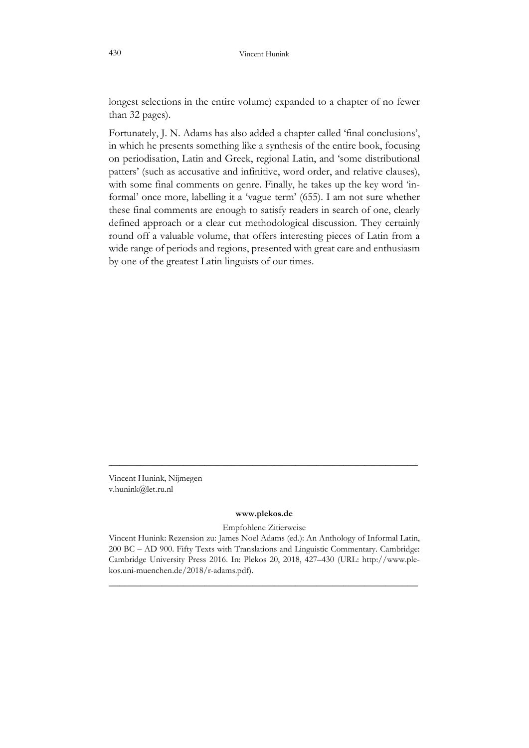longest selections in the entire volume) expanded to a chapter of no fewer than 32 pages).

Fortunately, J. N. Adams has also added a chapter called 'final conclusions', in which he presents something like a synthesis of the entire book, focusing on periodisation, Latin and Greek, regional Latin, and 'some distributional patters' (such as accusative and infinitive, word order, and relative clauses), with some final comments on genre. Finally, he takes up the key word 'informal' once more, labelling it a 'vague term' (655). I am not sure whether these final comments are enough to satisfy readers in search of one, clearly defined approach or a clear cut methodological discussion. They certainly round off a valuable volume, that offers interesting pieces of Latin from a wide range of periods and regions, presented with great care and enthusiasm by one of the greatest Latin linguists of our times.

---

Vincent Hunink, Nijmegen
v.hunink@let.ru.nl

**www.plekos.de**

Empfohlene Zitierweise

Vincent Hunink: Rezension zu: James Noel Adams (ed.): An Anthology of Informal Latin, 200 BC – AD 900. Fifty Texts with Translations and Linguistic Commentary. Cambridge: Cambridge University Press 2016. In: Plekos 20, 2018, 427–430 (URL: http://www.plekos.uni-muenchen.de/2018/r-adams.pdf).

---